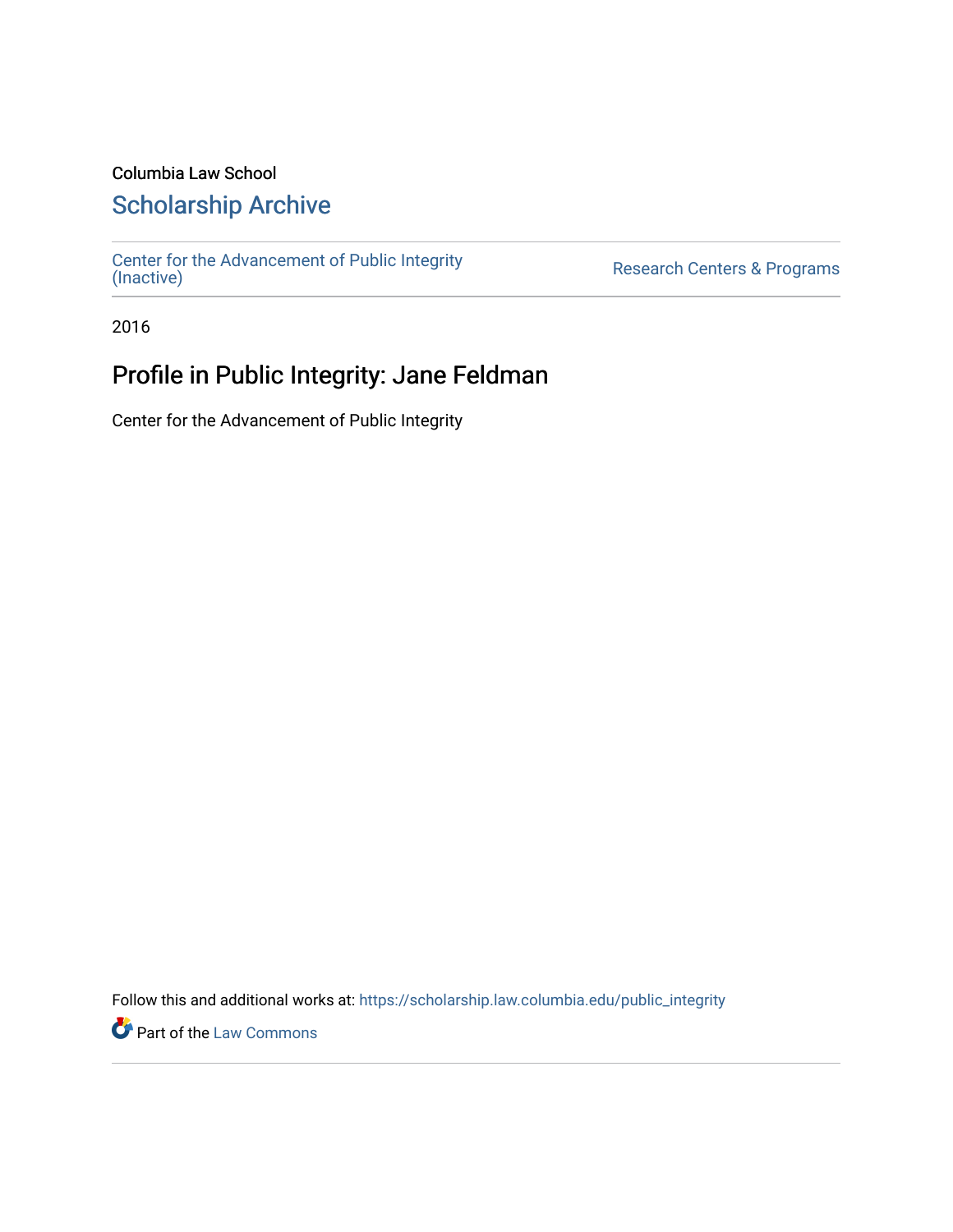Columbia Law School

## Scholarship Archive

Center for the Advancement of Public Integrity (Inactive)

Research Centers & Programs

2016

# Profile in Public Integrity: Jane Feldman

Center for the Advancement of Public Integrity

Follow this and additional works at: https://scholarship.law.columbia.edu/public_integrity

Part of the Law Commons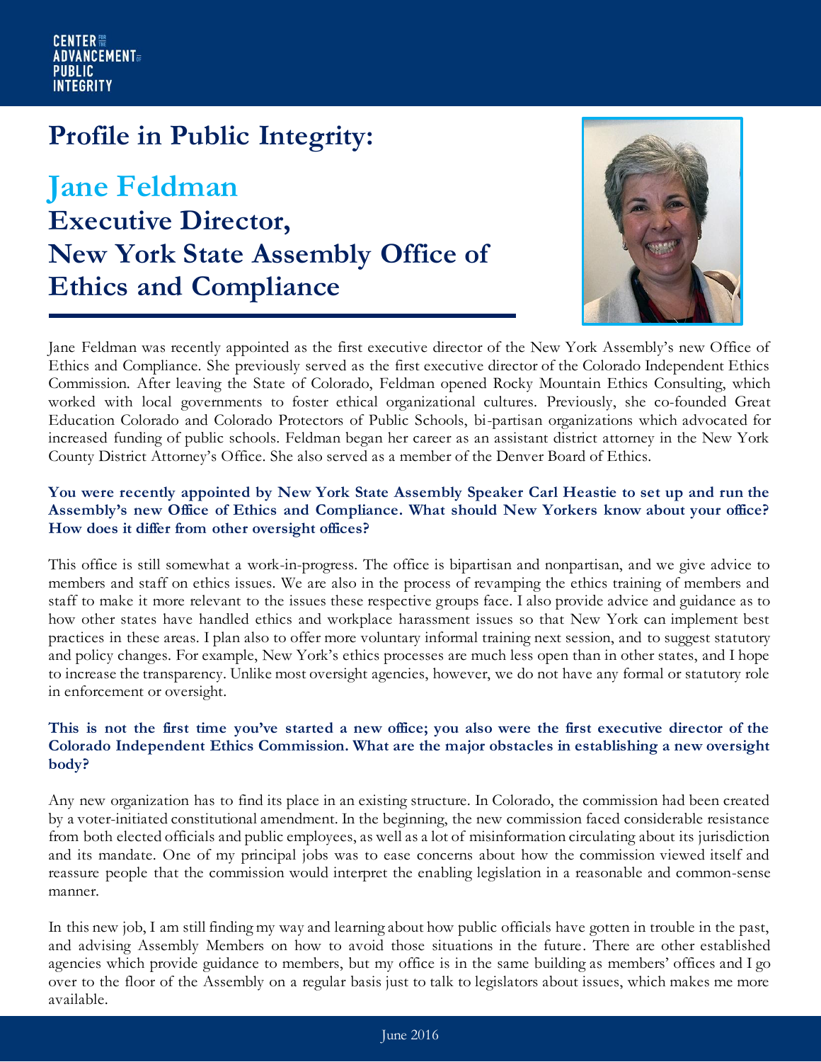CENTER FOR THE ADVANCEMENT OF PUBLIC INTEGRITY

# Profile in Public Integrity:

## Jane Feldman

## Executive Director, New York State Assembly Office of Ethics and Compliance

Jane Feldman was recently appointed as the first executive director of the New York Assembly's new Office of Ethics and Compliance. She previously served as the first executive director of the Colorado Independent Ethics Commission. After leaving the State of Colorado, Feldman opened Rocky Mountain Ethics Consulting, which worked with local governments to foster ethical organizational cultures. Previously, she co-founded Great Education Colorado and Colorado Protectors of Public Schools, bi-partisan organizations which advocated for increased funding of public schools. Feldman began her career as an assistant district attorney in the New York County District Attorney's Office. She also served as a member of the Denver Board of Ethics.

**You were recently appointed by New York State Assembly Speaker Carl Heastie to set up and run the Assembly's new Office of Ethics and Compliance. What should New Yorkers know about your office? How does it differ from other oversight offices?**

This office is still somewhat a work-in-progress. The office is bipartisan and nonpartisan, and we give advice to members and staff on ethics issues. We are also in the process of revamping the ethics training of members and staff to make it more relevant to the issues these respective groups face. I also provide advice and guidance as to how other states have handled ethics and workplace harassment issues so that New York can implement best practices in these areas. I plan also to offer more voluntary informal training next session, and to suggest statutory and policy changes. For example, New York's ethics processes are much less open than in other states, and I hope to increase the transparency. Unlike most oversight agencies, however, we do not have any formal or statutory role in enforcement or oversight.

**This is not the first time you've started a new office; you also were the first executive director of the Colorado Independent Ethics Commission. What are the major obstacles in establishing a new oversight body?**

Any new organization has to find its place in an existing structure. In Colorado, the commission had been created by a voter-initiated constitutional amendment. In the beginning, the new commission faced considerable resistance from both elected officials and public employees, as well as a lot of misinformation circulating about its jurisdiction and its mandate. One of my principal jobs was to ease concerns about how the commission viewed itself and reassure people that the commission would interpret the enabling legislation in a reasonable and common-sense manner.

In this new job, I am still finding my way and learning about how public officials have gotten in trouble in the past, and advising Assembly Members on how to avoid those situations in the future. There are other established agencies which provide guidance to members, but my office is in the same building as members' offices and I go over to the floor of the Assembly on a regular basis just to talk to legislators about issues, which makes me more available.

June 2016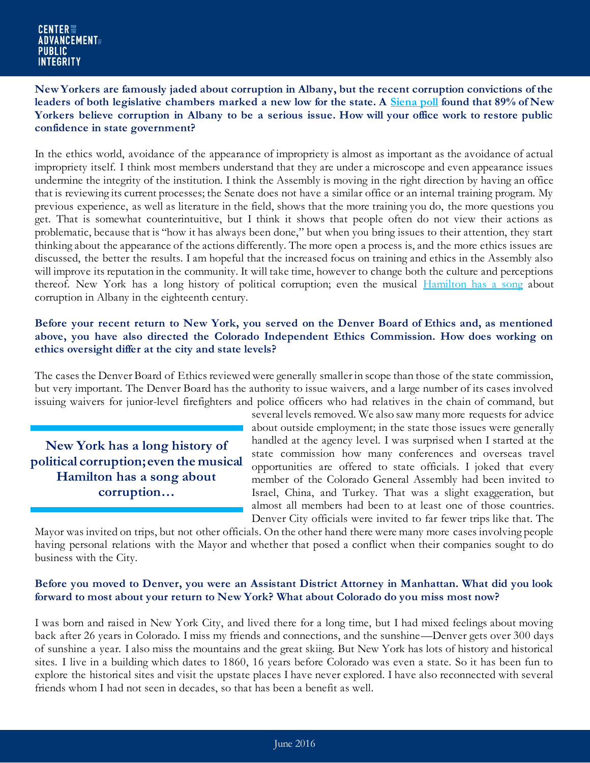**New Yorkers are famously jaded about corruption in Albany, but the recent corruption convictions of the leaders of both legislative chambers marked a new low for the state. A Siena poll found that 89% of New Yorkers believe corruption in Albany to be a serious issue. How will your office work to restore public confidence in state government?**

In the ethics world, avoidance of the appearance of impropriety is almost as important as the avoidance of actual impropriety itself. I think most members understand that they are under a microscope and even appearance issues undermine the integrity of the institution. I think the Assembly is moving in the right direction by having an office that is reviewing its current processes; the Senate does not have a similar office or an internal training program. My previous experience, as well as literature in the field, shows that the more training you do, the more questions you get. That is somewhat counterintuitive, but I think it shows that people often do not view their actions as problematic, because that is "how it has always been done," but when you bring issues to their attention, they start thinking about the appearance of the actions differently. The more open a process is, and the more ethics issues are discussed, the better the results. I am hopeful that the increased focus on training and ethics in the Assembly also will improve its reputation in the community. It will take time, however to change both the culture and perceptions thereof. New York has a long history of political corruption; even the musical Hamilton has a song about corruption in Albany in the eighteenth century.

**Before your recent return to New York, you served on the Denver Board of Ethics and, as mentioned above, you have also directed the Colorado Independent Ethics Commission. How does working on ethics oversight differ at the city and state levels?**

The cases the Denver Board of Ethics reviewed were generally smaller in scope than those of the state commission, but very important. The Denver Board has the authority to issue waivers, and a large number of its cases involved issuing waivers for junior-level firefighters and police officers who had relatives in the chain of command, but several levels removed. We also saw many more requests for advice about outside employment; in the state those issues were generally handled at the agency level. I was surprised when I started at the state commission how many conferences and overseas travel opportunities are offered to state officials. I joked that every member of the Colorado General Assembly had been invited to Israel, China, and Turkey. That was a slight exaggeration, but almost all members had been to at least one of those countries. Denver City officials were invited to far fewer trips like that. The Mayor was invited on trips, but not other officials. On the other hand there were many more cases involving people having personal relations with the Mayor and whether that posed a conflict when their companies sought to do business with the City.

> **New York has a long history of political corruption; even the musical Hamilton has a song about corruption…**

**Before you moved to Denver, you were an Assistant District Attorney in Manhattan. What did you look forward to most about your return to New York? What about Colorado do you miss most now?**

I was born and raised in New York City, and lived there for a long time, but I had mixed feelings about moving back after 26 years in Colorado. I miss my friends and connections, and the sunshine—Denver gets over 300 days of sunshine a year. I also miss the mountains and the great skiing. But New York has lots of history and historical sites. I live in a building which dates to 1860, 16 years before Colorado was even a state. So it has been fun to explore the historical sites and visit the upstate places I have never explored. I have also reconnected with several friends whom I had not seen in decades, so that has been a benefit as well.